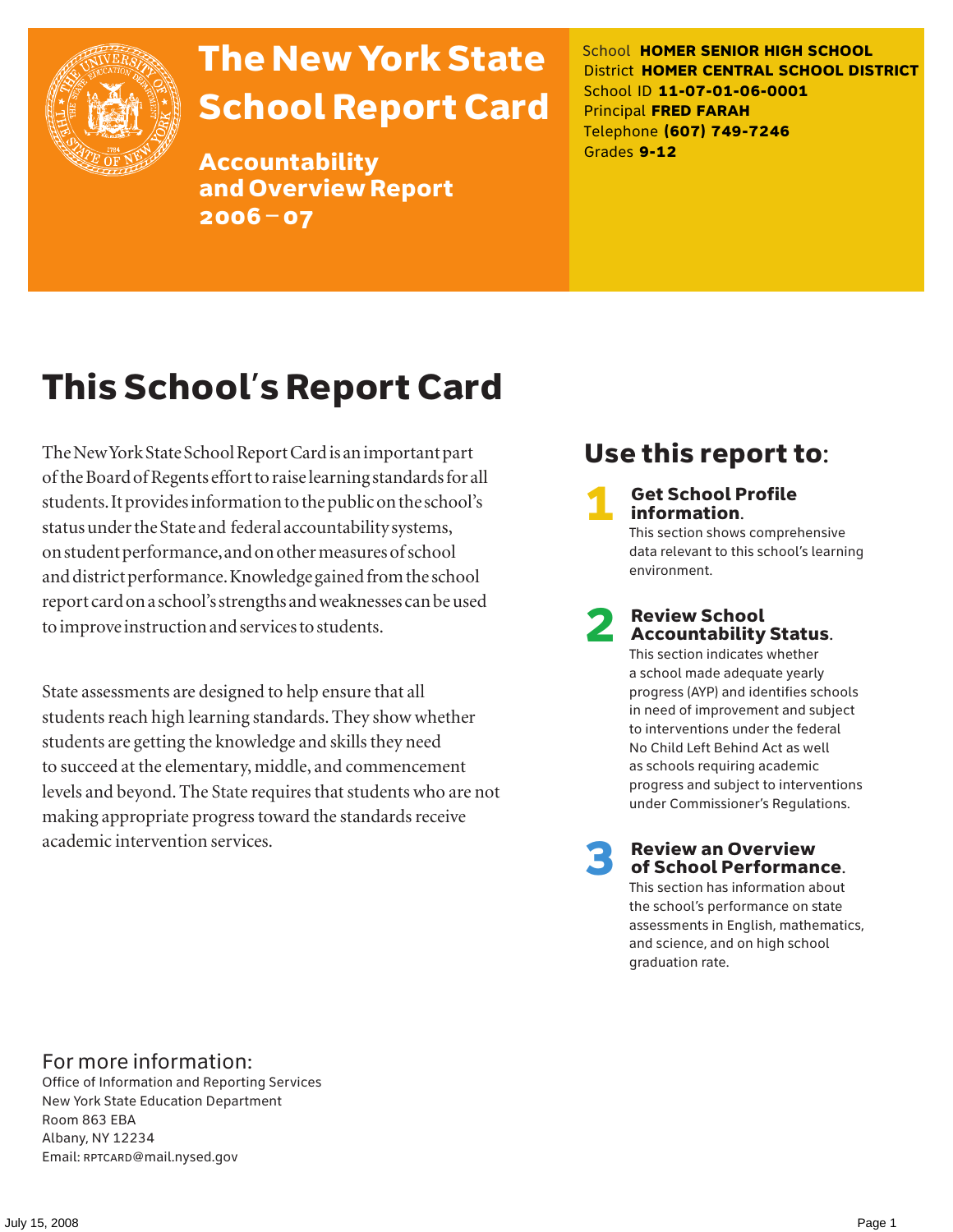# The New York State School Report Card

## Accountability and Overview Report 2006 – 07

School **HOMER SENIOR HIGH SCHOOL**
District **HOMER CENTRAL SCHOOL DISTRICT**
School ID **11-07-01-06-0001**
Principal **FRED FARAH**
Telephone **(607) 749-7246**
Grades **9-12**

# This School's Report Card

The New York State School Report Card is an important part of the Board of Regents effort to raise learning standards for all students. It provides information to the public on the school's status under the State and federal accountability systems, on student performance, and on other measures of school and district performance. Knowledge gained from the school report card on a school's strengths and weaknesses can be used to improve instruction and services to students.

State assessments are designed to help ensure that all students reach high learning standards. They show whether students are getting the knowledge and skills they need to succeed at the elementary, middle, and commencement levels and beyond. The State requires that students who are not making appropriate progress toward the standards receive academic intervention services.

## Use this report to:

**1 Get School Profile information.**
This section shows comprehensive data relevant to this school's learning environment.

**2 Review School Accountability Status.**
This section indicates whether a school made adequate yearly progress (AYP) and identifies schools in need of improvement and subject to interventions under the federal No Child Left Behind Act as well as schools requiring academic progress and subject to interventions under Commissioner's Regulations.

**3 Review an Overview of School Performance.**
This section has information about the school's performance on state assessments in English, mathematics, and science, and on high school graduation rate.

## For more information:

Office of Information and Reporting Services
New York State Education Department
Room 863 EBA
Albany, NY 12234
Email: RPTCARD@mail.nysed.gov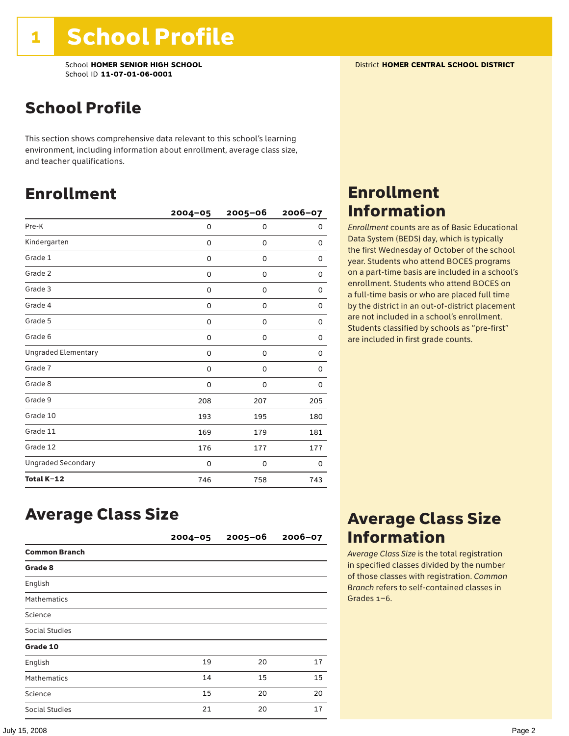# 1 School Profile

School **HOMER SENIOR HIGH SCHOOL**
School ID **11-07-01-06-0001**

District **HOMER CENTRAL SCHOOL DISTRICT**

## School Profile

This section shows comprehensive data relevant to this school's learning environment, including information about enrollment, average class size, and teacher qualifications.

## Enrollment

| | 2004–05 | 2005–06 | 2006–07 |
|---|---|---|---|
| Pre-K | 0 | 0 | 0 |
| Kindergarten | 0 | 0 | 0 |
| Grade 1 | 0 | 0 | 0 |
| Grade 2 | 0 | 0 | 0 |
| Grade 3 | 0 | 0 | 0 |
| Grade 4 | 0 | 0 | 0 |
| Grade 5 | 0 | 0 | 0 |
| Grade 6 | 0 | 0 | 0 |
| Ungraded Elementary | 0 | 0 | 0 |
| Grade 7 | 0 | 0 | 0 |
| Grade 8 | 0 | 0 | 0 |
| Grade 9 | 208 | 207 | 205 |
| Grade 10 | 193 | 195 | 180 |
| Grade 11 | 169 | 179 | 181 |
| Grade 12 | 176 | 177 | 177 |
| Ungraded Secondary | 0 | 0 | 0 |
| **Total K–12** | 746 | 758 | 743 |

## Enrollment Information

*Enrollment* counts are as of Basic Educational Data System (BEDS) day, which is typically the first Wednesday of October of the school year. Students who attend BOCES programs on a part-time basis are included in a school's enrollment. Students who attend BOCES on a full-time basis or who are placed full time by the district in an out-of-district placement are not included in a school's enrollment. Students classified by schools as "pre-first" are included in first grade counts.

## Average Class Size

| | 2004–05 | 2005–06 | 2006–07 |
|---|---|---|---|
| **Common Branch** | | | |
| **Grade 8** | | | |
| English | | | |
| Mathematics | | | |
| Science | | | |
| Social Studies | | | |
| **Grade 10** | | | |
| English | 19 | 20 | 17 |
| Mathematics | 14 | 15 | 15 |
| Science | 15 | 20 | 20 |
| Social Studies | 21 | 20 | 17 |

## Average Class Size Information

*Average Class Size* is the total registration in specified classes divided by the number of those classes with registration. *Common Branch* refers to self-contained classes in Grades 1–6.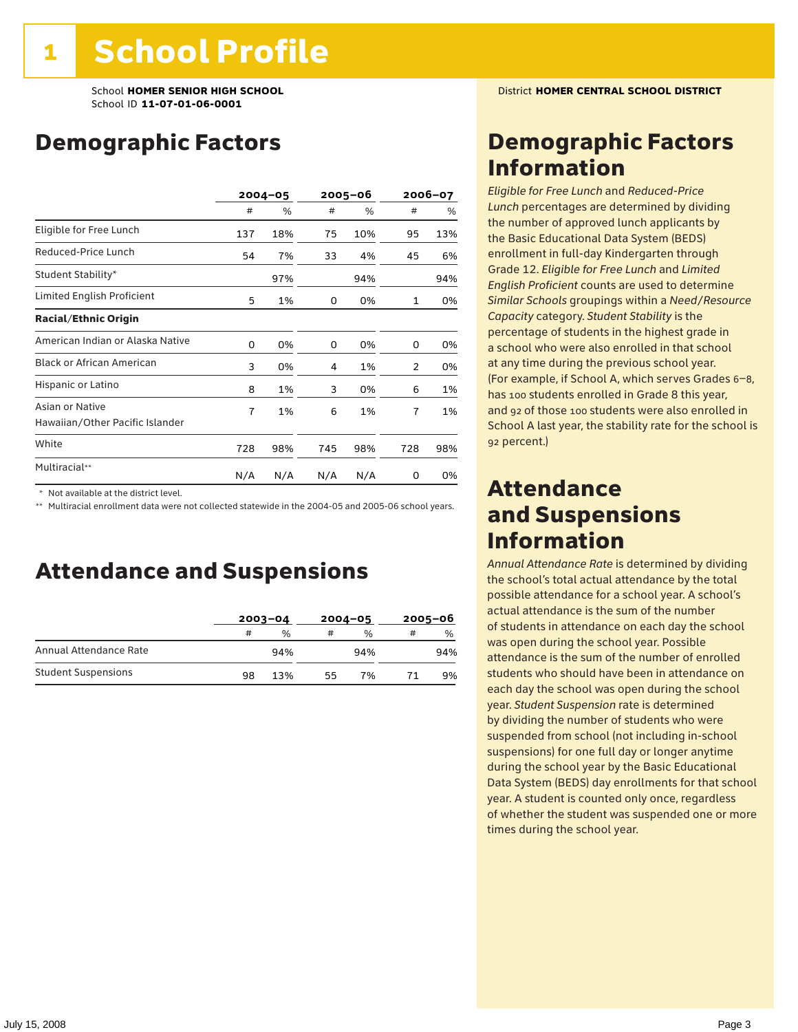# 1 School Profile

School **HOMER SENIOR HIGH SCHOOL**
School ID **11-07-01-06-0001**

District **HOMER CENTRAL SCHOOL DISTRICT**

## Demographic Factors

| | 2004–05 | | 2005–06 | | 2006–07 | |
|---|---|---|---|---|---|---|
| | # | % | # | % | # | % |
| Eligible for Free Lunch | 137 | 18% | 75 | 10% | 95 | 13% |
| Reduced-Price Lunch | 54 | 7% | 33 | 4% | 45 | 6% |
| Student Stability* | | 97% | | 94% | | 94% |
| Limited English Proficient | 5 | 1% | 0 | 0% | 1 | 0% |
| **Racial/Ethnic Origin** | | | | | | |
| American Indian or Alaska Native | 0 | 0% | 0 | 0% | 0 | 0% |
| Black or African American | 3 | 0% | 4 | 1% | 2 | 0% |
| Hispanic or Latino | 8 | 1% | 3 | 0% | 6 | 1% |
| Asian or Native Hawaiian/Other Pacific Islander | 7 | 1% | 6 | 1% | 7 | 1% |
| White | 728 | 98% | 745 | 98% | 728 | 98% |
| Multiracial** | N/A | N/A | N/A | N/A | 0 | 0% |

\* Not available at the district level.
\** Multiracial enrollment data were not collected statewide in the 2004-05 and 2005-06 school years.

## Attendance and Suspensions

| | 2003–04 | | 2004–05 | | 2005–06 | |
|---|---|---|---|---|---|---|
| | # | % | # | % | # | % |
| Annual Attendance Rate | | 94% | | 94% | | 94% |
| Student Suspensions | 98 | 13% | 55 | 7% | 71 | 9% |

## Demographic Factors Information

*Eligible for Free Lunch* and *Reduced-Price Lunch* percentages are determined by dividing the number of approved lunch applicants by the Basic Educational Data System (BEDS) enrollment in full-day Kindergarten through Grade 12. *Eligible for Free Lunch* and *Limited English Proficient* counts are used to determine *Similar Schools* groupings within a *Need/Resource Capacity* category. *Student Stability* is the percentage of students in the highest grade in a school who were also enrolled in that school at any time during the previous school year. (For example, if School A, which serves Grades 6–8, has 100 students enrolled in Grade 8 this year, and 92 of those 100 students were also enrolled in School A last year, the stability rate for the school is 92 percent.)

## Attendance and Suspensions Information

*Annual Attendance Rate* is determined by dividing the school's total actual attendance by the total possible attendance for a school year. A school's actual attendance is the sum of the number of students in attendance on each day the school was open during the school year. Possible attendance is the sum of the number of enrolled students who should have been in attendance on each day the school was open during the school year. *Student Suspension* rate is determined by dividing the number of students who were suspended from school (not including in-school suspensions) for one full day or longer anytime during the school year by the Basic Educational Data System (BEDS) day enrollments for that school year. A student is counted only once, regardless of whether the student was suspended one or more times during the school year.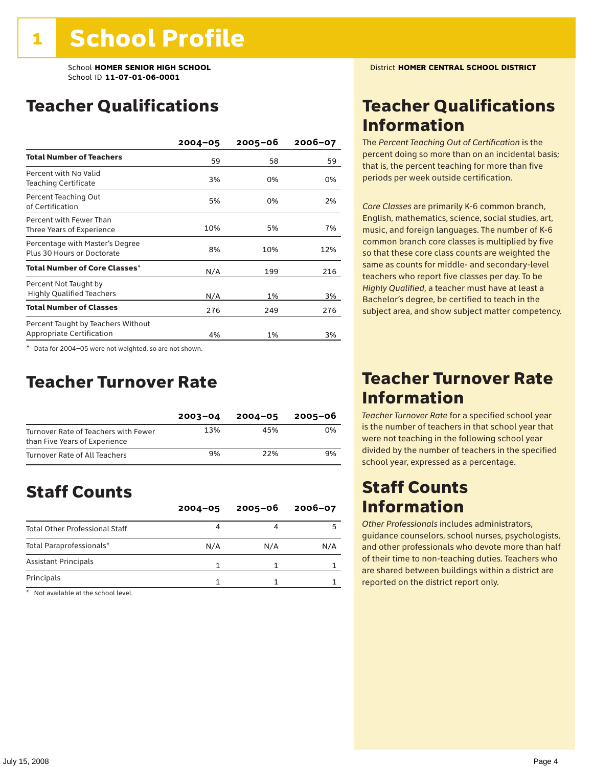# 1 School Profile

School **HOMER SENIOR HIGH SCHOOL**
School ID **11-07-01-06-0001**

District **HOMER CENTRAL SCHOOL DISTRICT**

## Teacher Qualifications

| | 2004–05 | 2005–06 | 2006–07 |
|---|---|---|---|
| **Total Number of Teachers** | 59 | 58 | 59 |
| Percent with No Valid Teaching Certificate | 3% | 0% | 0% |
| Percent Teaching Out of Certification | 5% | 0% | 2% |
| Percent with Fewer Than Three Years of Experience | 10% | 5% | 7% |
| Percentage with Master's Degree Plus 30 Hours or Doctorate | 8% | 10% | 12% |
| **Total Number of Core Classes*** | N/A | 199 | 216 |
| Percent Not Taught by Highly Qualified Teachers | N/A | 1% | 3% |
| **Total Number of Classes** | 276 | 249 | 276 |
| Percent Taught by Teachers Without Appropriate Certification | 4% | 1% | 3% |

\* Data for 2004–05 were not weighted, so are not shown.

## Teacher Qualifications Information

The *Percent Teaching Out of Certification* is the percent doing so more than on an incidental basis; that is, the percent teaching for more than five periods per week outside certification.

*Core Classes* are primarily K-6 common branch, English, mathematics, science, social studies, art, music, and foreign languages. The number of K-6 common branch core classes is multiplied by five so that these core class counts are weighted the same as counts for middle- and secondary-level teachers who report five classes per day. To be *Highly Qualified*, a teacher must have at least a Bachelor's degree, be certified to teach in the subject area, and show subject matter competency.

## Teacher Turnover Rate

| | 2003–04 | 2004–05 | 2005–06 |
|---|---|---|---|
| Turnover Rate of Teachers with Fewer than Five Years of Experience | 13% | 45% | 0% |
| Turnover Rate of All Teachers | 9% | 22% | 9% |

## Teacher Turnover Rate Information

*Teacher Turnover Rate* for a specified school year is the number of teachers in that school year that were not teaching in the following school year divided by the number of teachers in the specified school year, expressed as a percentage.

## Staff Counts

| | 2004–05 | 2005–06 | 2006–07 |
|---|---|---|---|
| Total Other Professional Staff | 4 | 4 | 5 |
| Total Paraprofessionals* | N/A | N/A | N/A |
| Assistant Principals | 1 | 1 | 1 |
| Principals | 1 | 1 | 1 |

\* Not available at the school level.

## Staff Counts Information

*Other Professionals* includes administrators, guidance counselors, school nurses, psychologists, and other professionals who devote more than half of their time to non-teaching duties. Teachers who are shared between buildings within a district are reported on the district report only.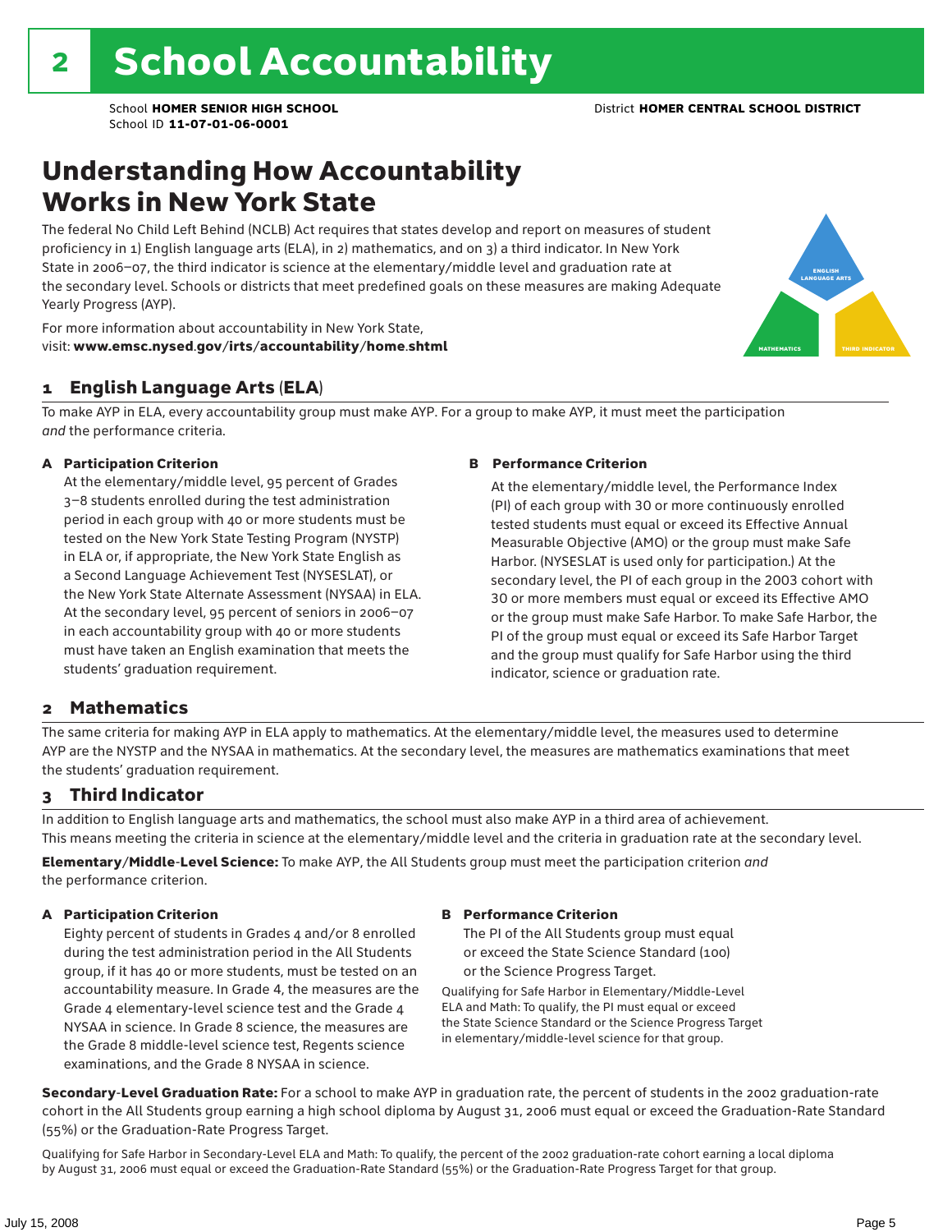# 2 School Accountability

School **HOMER SENIOR HIGH SCHOOL** District **HOMER CENTRAL SCHOOL DISTRICT**
School ID **11-07-01-06-0001**

## Understanding How Accountability Works in New York State

The federal No Child Left Behind (NCLB) Act requires that states develop and report on measures of student proficiency in 1) English language arts (ELA), in 2) mathematics, and on 3) a third indicator. In New York State in 2006–07, the third indicator is science at the elementary/middle level and graduation rate at the secondary level. Schools or districts that meet predefined goals on these measures are making Adequate Yearly Progress (AYP).

For more information about accountability in New York State, visit: **www.emsc.nysed.gov/irts/accountability/home.shtml**

ENGLISH LANGUAGE ARTS

MATHEMATICS

THIRD INDICATOR

### 1 English Language Arts (ELA)

To make AYP in ELA, every accountability group must make AYP. For a group to make AYP, it must meet the participation *and* the performance criteria.

**A Participation Criterion**

At the elementary/middle level, 95 percent of Grades 3–8 students enrolled during the test administration period in each group with 40 or more students must be tested on the New York State Testing Program (NYSTP) in ELA or, if appropriate, the New York State English as a Second Language Achievement Test (NYSESLAT), or the New York State Alternate Assessment (NYSAA) in ELA. At the secondary level, 95 percent of seniors in 2006–07 in each accountability group with 40 or more students must have taken an English examination that meets the students' graduation requirement.

**B Performance Criterion**

At the elementary/middle level, the Performance Index (PI) of each group with 30 or more continuously enrolled tested students must equal or exceed its Effective Annual Measurable Objective (AMO) or the group must make Safe Harbor. (NYSESLAT is used only for participation.) At the secondary level, the PI of each group in the 2003 cohort with 30 or more members must equal or exceed its Effective AMO or the group must make Safe Harbor. To make Safe Harbor, the PI of the group must equal or exceed its Safe Harbor Target and the group must qualify for Safe Harbor using the third indicator, science or graduation rate.

### 2 Mathematics

The same criteria for making AYP in ELA apply to mathematics. At the elementary/middle level, the measures used to determine AYP are the NYSTP and the NYSAA in mathematics. At the secondary level, the measures are mathematics examinations that meet the students' graduation requirement.

### 3 Third Indicator

In addition to English language arts and mathematics, the school must also make AYP in a third area of achievement. This means meeting the criteria in science at the elementary/middle level and the criteria in graduation rate at the secondary level.

**Elementary/Middle-Level Science:** To make AYP, the All Students group must meet the participation criterion *and* the performance criterion.

**A Participation Criterion**

Eighty percent of students in Grades 4 and/or 8 enrolled during the test administration period in the All Students group, if it has 40 or more students, must be tested on an accountability measure. In Grade 4, the measures are the Grade 4 elementary-level science test and the Grade 4 NYSAA in science. In Grade 8 science, the measures are the Grade 8 middle-level science test, Regents science examinations, and the Grade 8 NYSAA in science.

**B Performance Criterion**

The PI of the All Students group must equal or exceed the State Science Standard (100) or the Science Progress Target.

Qualifying for Safe Harbor in Elementary/Middle-Level ELA and Math: To qualify, the PI must equal or exceed the State Science Standard or the Science Progress Target in elementary/middle-level science for that group.

**Secondary-Level Graduation Rate:** For a school to make AYP in graduation rate, the percent of students in the 2002 graduation-rate cohort in the All Students group earning a high school diploma by August 31, 2006 must equal or exceed the Graduation-Rate Standard (55%) or the Graduation-Rate Progress Target.

Qualifying for Safe Harbor in Secondary-Level ELA and Math: To qualify, the percent of the 2002 graduation-rate cohort earning a local diploma by August 31, 2006 must equal or exceed the Graduation-Rate Standard (55%) or the Graduation-Rate Progress Target for that group.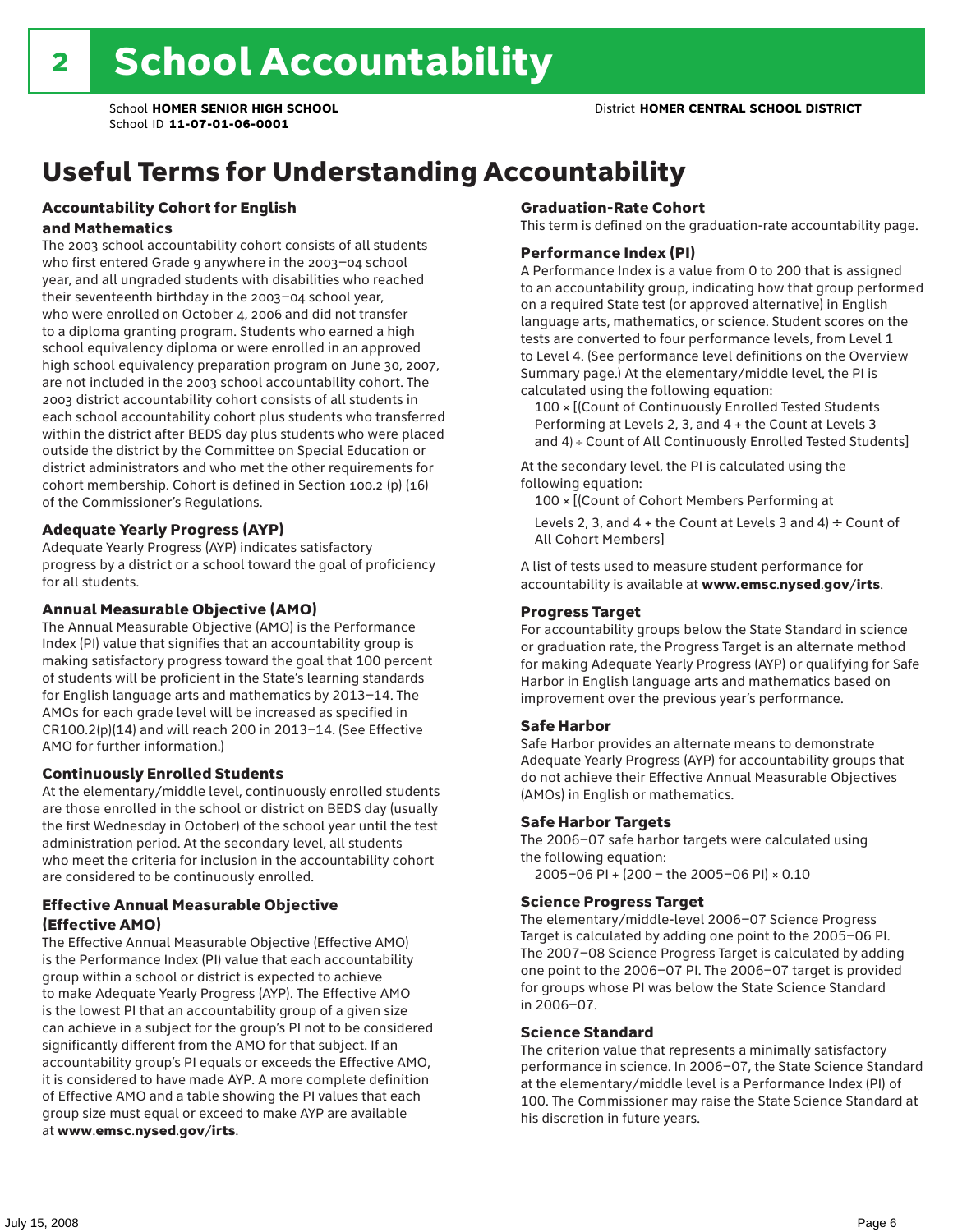# 2 School Accountability

School **HOMER SENIOR HIGH SCHOOL**
School ID **11-07-01-06-0001**

District **HOMER CENTRAL SCHOOL DISTRICT**

## Useful Terms for Understanding Accountability

### Accountability Cohort for English and Mathematics

The 2003 school accountability cohort consists of all students who first entered Grade 9 anywhere in the 2003–04 school year, and all ungraded students with disabilities who reached their seventeenth birthday in the 2003–04 school year, who were enrolled on October 4, 2006 and did not transfer to a diploma granting program. Students who earned a high school equivalency diploma or were enrolled in an approved high school equivalency preparation program on June 30, 2007, are not included in the 2003 school accountability cohort. The 2003 district accountability cohort consists of all students in each school accountability cohort plus students who transferred within the district after BEDS day plus students who were placed outside the district by the Committee on Special Education or district administrators and who met the other requirements for cohort membership. Cohort is defined in Section 100.2 (p) (16) of the Commissioner's Regulations.

### Adequate Yearly Progress (AYP)

Adequate Yearly Progress (AYP) indicates satisfactory progress by a district or a school toward the goal of proficiency for all students.

### Annual Measurable Objective (AMO)

The Annual Measurable Objective (AMO) is the Performance Index (PI) value that signifies that an accountability group is making satisfactory progress toward the goal that 100 percent of students will be proficient in the State's learning standards for English language arts and mathematics by 2013–14. The AMOs for each grade level will be increased as specified in CR100.2(p)(14) and will reach 200 in 2013–14. (See Effective AMO for further information.)

### Continuously Enrolled Students

At the elementary/middle level, continuously enrolled students are those enrolled in the school or district on BEDS day (usually the first Wednesday in October) of the school year until the test administration period. At the secondary level, all students who meet the criteria for inclusion in the accountability cohort are considered to be continuously enrolled.

### Effective Annual Measurable Objective (Effective AMO)

The Effective Annual Measurable Objective (Effective AMO) is the Performance Index (PI) value that each accountability group within a school or district is expected to achieve to make Adequate Yearly Progress (AYP). The Effective AMO is the lowest PI that an accountability group of a given size can achieve in a subject for the group's PI not to be considered significantly different from the AMO for that subject. If an accountability group's PI equals or exceeds the Effective AMO, it is considered to have made AYP. A more complete definition of Effective AMO and a table showing the PI values that each group size must equal or exceed to make AYP are available at **www.emsc.nysed.gov/irts**.

### Graduation-Rate Cohort

This term is defined on the graduation-rate accountability page.

### Performance Index (PI)

A Performance Index is a value from 0 to 200 that is assigned to an accountability group, indicating how that group performed on a required State test (or approved alternative) in English language arts, mathematics, or science. Student scores on the tests are converted to four performance levels, from Level 1 to Level 4. (See performance level definitions on the Overview Summary page.) At the elementary/middle level, the PI is calculated using the following equation:

100 × [(Count of Continuously Enrolled Tested Students Performing at Levels 2, 3, and 4 + the Count at Levels 3 and 4) ÷ Count of All Continuously Enrolled Tested Students]

At the secondary level, the PI is calculated using the following equation:

100 × [(Count of Cohort Members Performing at Levels 2, 3, and 4 + the Count at Levels 3 and 4) ÷ Count of All Cohort Members]

A list of tests used to measure student performance for accountability is available at **www.emsc.nysed.gov/irts**.

### Progress Target

For accountability groups below the State Standard in science or graduation rate, the Progress Target is an alternate method for making Adequate Yearly Progress (AYP) or qualifying for Safe Harbor in English language arts and mathematics based on improvement over the previous year's performance.

### Safe Harbor

Safe Harbor provides an alternate means to demonstrate Adequate Yearly Progress (AYP) for accountability groups that do not achieve their Effective Annual Measurable Objectives (AMOs) in English or mathematics.

### Safe Harbor Targets

The 2006–07 safe harbor targets were calculated using the following equation:

2005–06 PI + (200 – the 2005–06 PI) × 0.10

### Science Progress Target

The elementary/middle-level 2006–07 Science Progress Target is calculated by adding one point to the 2005–06 PI. The 2007–08 Science Progress Target is calculated by adding one point to the 2006–07 PI. The 2006–07 target is provided for groups whose PI was below the State Science Standard in 2006–07.

### Science Standard

The criterion value that represents a minimally satisfactory performance in science. In 2006–07, the State Science Standard at the elementary/middle level is a Performance Index (PI) of 100. The Commissioner may raise the State Science Standard at his discretion in future years.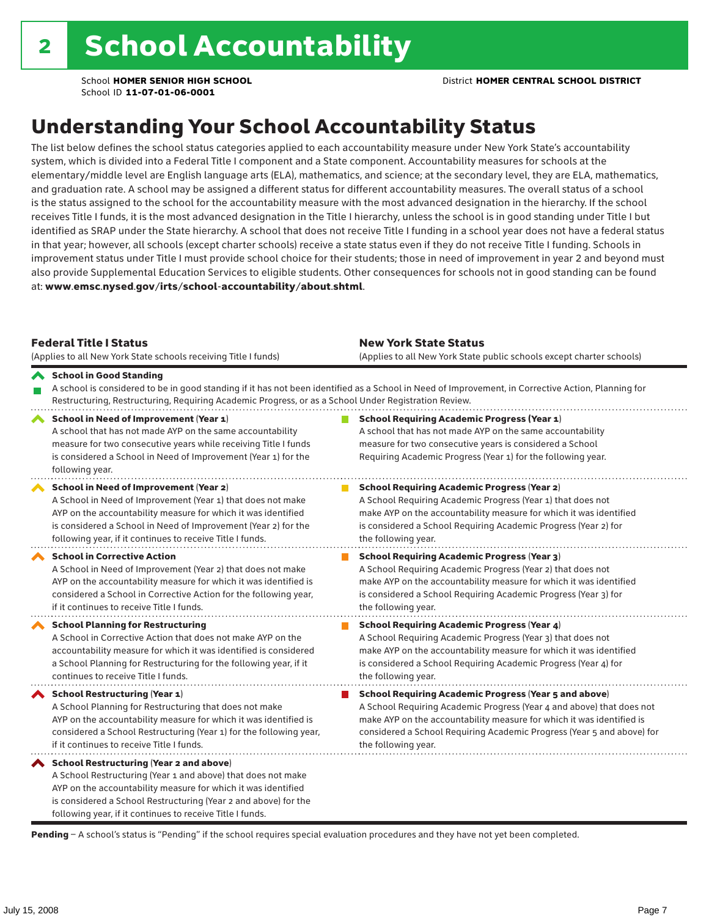# 2 School Accountability

School **HOMER SENIOR HIGH SCHOOL**
School ID **11-07-01-06-0001**

District **HOMER CENTRAL SCHOOL DISTRICT**

## Understanding Your School Accountability Status

The list below defines the school status categories applied to each accountability measure under New York State's accountability system, which is divided into a Federal Title I component and a State component. Accountability measures for schools at the elementary/middle level are English language arts (ELA), mathematics, and science; at the secondary level, they are ELA, mathematics, and graduation rate. A school may be assigned a different status for different accountability measures. The overall status of a school is the status assigned to the school for the accountability measure with the most advanced designation in the hierarchy. If the school receives Title I funds, it is the most advanced designation in the Title I hierarchy, unless the school is in good standing under Title I but identified as SRAP under the State hierarchy. A school that does not receive Title I funding in a school year does not have a federal status in that year; however, all schools (except charter schools) receive a state status even if they do not receive Title I funding. Schools in improvement status under Title I must provide school choice for their students; those in need of improvement in year 2 and beyond must also provide Supplemental Education Services to eligible students. Other consequences for schools not in good standing can be found at: **www.emsc.nysed.gov/irts/school-accountability/about.shtml**.

| **Federal Title I Status** (Applies to all New York State schools receiving Title I funds) | **New York State Status** (Applies to all New York State public schools except charter schools) |
|---|---|
| **School in Good Standing** A school is considered to be in good standing if it has not been identified as a School in Need of Improvement, in Corrective Action, Planning for Restructuring, Restructuring, Requiring Academic Progress, or as a School Under Registration Review. | |
| **School in Need of Improvement (Year 1)** A school that has not made AYP on the same accountability measure for two consecutive years while receiving Title I funds is considered a School in Need of Improvement (Year 1) for the following year. | **School Requiring Academic Progress (Year 1)** A school that has not made AYP on the same accountability measure for two consecutive years is considered a School Requiring Academic Progress (Year 1) for the following year. |
| **School in Need of Improvement (Year 2)** A School in Need of Improvement (Year 1) that does not make AYP on the accountability measure for which it was identified is considered a School in Need of Improvement (Year 2) for the following year, if it continues to receive Title I funds. | **School Requiring Academic Progress (Year 2)** A School Requiring Academic Progress (Year 1) that does not make AYP on the accountability measure for which it was identified is considered a School Requiring Academic Progress (Year 2) for the following year. |
| **School in Corrective Action** A School in Need of Improvement (Year 2) that does not make AYP on the accountability measure for which it was identified is considered a School in Corrective Action for the following year, if it continues to receive Title I funds. | **School Requiring Academic Progress (Year 3)** A School Requiring Academic Progress (Year 2) that does not make AYP on the accountability measure for which it was identified is considered a School Requiring Academic Progress (Year 3) for the following year. |
| **School Planning for Restructuring** A School in Corrective Action that does not make AYP on the accountability measure for which it was identified is considered a School Planning for Restructuring for the following year, if it continues to receive Title I funds. | **School Requiring Academic Progress (Year 4)** A School Requiring Academic Progress (Year 3) that does not make AYP on the accountability measure for which it was identified is considered a School Requiring Academic Progress (Year 4) for the following year. |
| **School Restructuring (Year 1)** A School Planning for Restructuring that does not make AYP on the accountability measure for which it was identified is considered a School Restructuring (Year 1) for the following year, if it continues to receive Title I funds. | **School Requiring Academic Progress (Year 5 and above)** A School Requiring Academic Progress (Year 4 and above) that does not make AYP on the accountability measure for which it was identified is considered a School Requiring Academic Progress (Year 5 and above) for the following year. |
| **School Restructuring (Year 2 and above)** A School Restructuring (Year 1 and above) that does not make AYP on the accountability measure for which it was identified is considered a School Restructuring (Year 2 and above) for the following year, if it continues to receive Title I funds. | |

**Pending** – A school's status is "Pending" if the school requires special evaluation procedures and they have not yet been completed.

July 15, 2008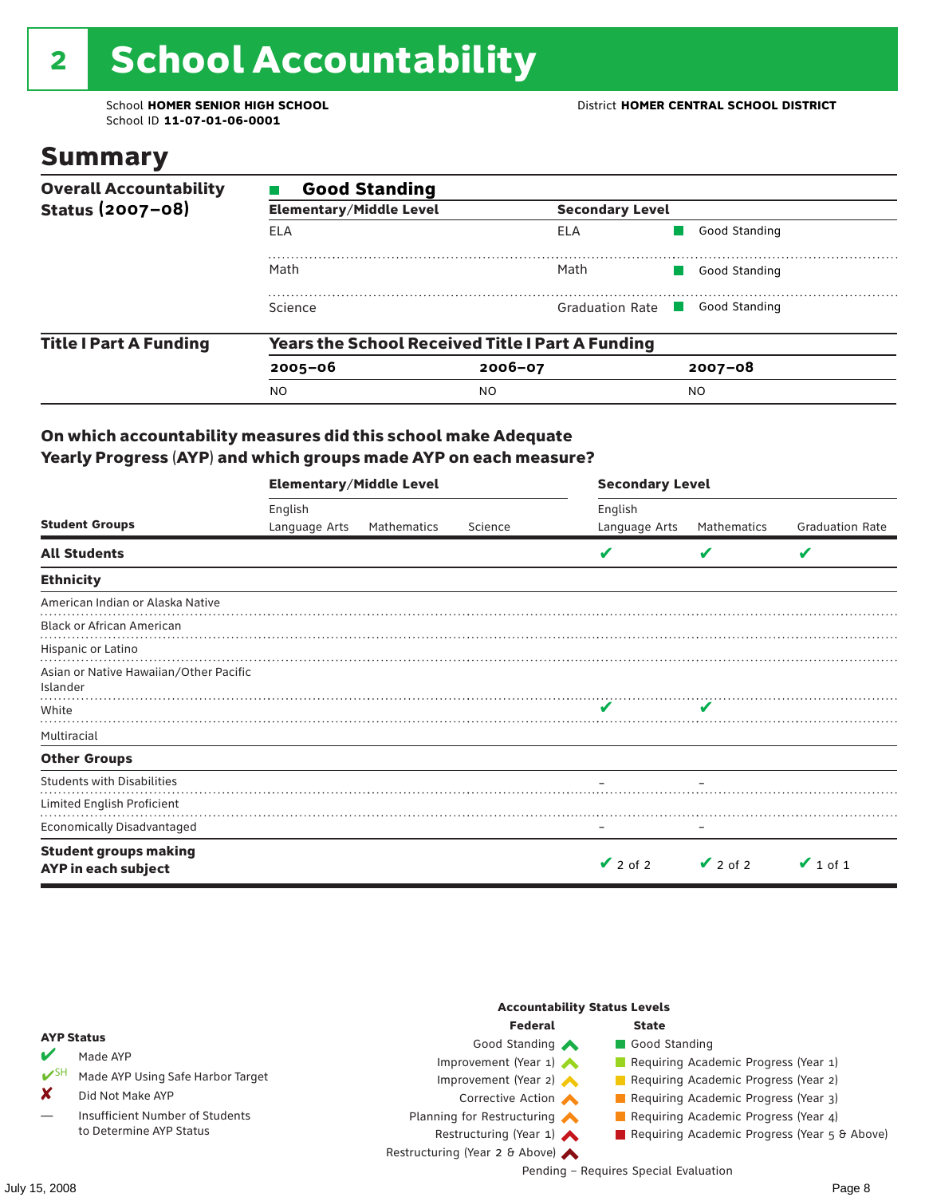# 2 School Accountability

School **HOMER SENIOR HIGH SCHOOL**
School ID **11-07-01-06-0001**

District **HOMER CENTRAL SCHOOL DISTRICT**

## Summary

**Overall Accountability Status (2007–08)**

■ **Good Standing**

| Elementary/Middle Level | Secondary Level | |
|---|---|---|
| ELA | ELA | ■ Good Standing |
| Math | Math | ■ Good Standing |
| Science | Graduation Rate | ■ Good Standing |

**Title I Part A Funding**

**Years the School Received Title I Part A Funding**

| 2005–06 | 2006–07 | 2007–08 |
|---|---|---|
| NO | NO | NO |

### On which accountability measures did this school make Adequate Yearly Progress (AYP) and which groups made AYP on each measure?

| Student Groups | Elementary/Middle Level: English Language Arts | Elementary/Middle Level: Mathematics | Elementary/Middle Level: Science | Secondary Level: English Language Arts | Secondary Level: Mathematics | Secondary Level: Graduation Rate |
|---|---|---|---|---|---|---|
| **All Students** | | | | ✔ | ✔ | ✔ |
| **Ethnicity** | | | | | | |
| American Indian or Alaska Native | | | | | | |
| Black or African American | | | | | | |
| Hispanic or Latino | | | | | | |
| Asian or Native Hawaiian/Other Pacific Islander | | | | | | |
| White | | | | ✔ | ✔ | |
| Multiracial | | | | | | |
| **Other Groups** | | | | | | |
| Students with Disabilities | | | | – | – | |
| Limited English Proficient | | | | | | |
| Economically Disadvantaged | | | | – | – | |
| **Student groups making AYP in each subject** | | | | ✔ 2 of 2 | ✔ 2 of 2 | ✔ 1 of 1 |

**AYP Status**

- ✔ Made AYP
- ✔SH Made AYP Using Safe Harbor Target
- ✘ Did Not Make AYP
- — Insufficient Number of Students to Determine AYP Status

**Accountability Status Levels**

| Federal | State |
|---|---|
| Good Standing | Good Standing |
| Improvement (Year 1) | Requiring Academic Progress (Year 1) |
| Improvement (Year 2) | Requiring Academic Progress (Year 2) |
| Corrective Action | Requiring Academic Progress (Year 3) |
| Planning for Restructuring | Requiring Academic Progress (Year 4) |
| Restructuring (Year 1) | Requiring Academic Progress (Year 5 & Above) |
| Restructuring (Year 2 & Above) | |

Pending – Requires Special Evaluation

July 15, 2008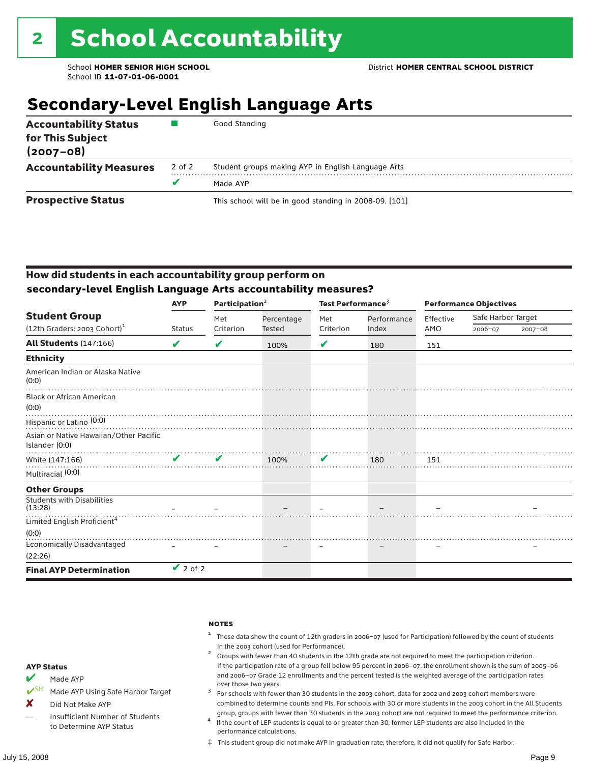# 2 School Accountability

School **HOMER SENIOR HIGH SCHOOL**
School ID **11-07-01-06-0001**

District **HOMER CENTRAL SCHOOL DISTRICT**

## Secondary-Level English Language Arts

| | | |
|---|---|---|
| **Accountability Status for This Subject (2007–08)** | ■ | Good Standing |
| **Accountability Measures** | 2 of 2 | Student groups making AYP in English Language Arts |
| | ✔ | Made AYP |
| **Prospective Status** | | This school will be in good standing in 2008-09. [101] |

### How did students in each accountability group perform on secondary-level English Language Arts accountability measures?

| Student Group (12th Graders: 2003 Cohort)[1] | AYP | Participation[2] | | Test Performance[3] | | Performance Objectives | | |
|---|---|---|---|---|---|---|---|---|
| | Status | Met Criterion | Percentage Tested | Met Criterion | Performance Index | Effective AMO | Safe Harbor Target 2006–07 | Safe Harbor Target 2007–08 |
| **All Students** (147:166) | ✔ | ✔ | 100% | ✔ | 180 | 151 | | |
| **Ethnicity** | | | | | | | | |
| American Indian or Alaska Native (0:0) | | | | | | | | |
| Black or African American (0:0) | | | | | | | | |
| Hispanic or Latino (0:0) | | | | | | | | |
| Asian or Native Hawaiian/Other Pacific Islander (0:0) | | | | | | | | |
| White (147:166) | ✔ | ✔ | 100% | ✔ | 180 | 151 | | |
| Multiracial (0:0) | | | | | | | | |
| **Other Groups** | | | | | | | | |
| Students with Disabilities (13:28) | – | – | – | – | – | – | | – |
| Limited English Proficient[4] (0:0) | | | | | | | | |
| Economically Disadvantaged (22:26) | – | – | – | – | – | – | | – |
| **Final AYP Determination** | ✔ 2 of 2 | | | | | | | |

**AYP Status**

- ✔ Made AYP
- ✔SH Made AYP Using Safe Harbor Target
- ✘ Did Not Make AYP
- — Insufficient Number of Students to Determine AYP Status

**NOTES**

1. These data show the count of 12th graders in 2006–07 (used for Participation) followed by the count of students in the 2003 cohort (used for Performance).
2. Groups with fewer than 40 students in the 12th grade are not required to meet the participation criterion. If the participation rate of a group fell below 95 percent in 2006–07, the enrollment shown is the sum of 2005–06 and 2006–07 Grade 12 enrollments and the percent tested is the weighted average of the participation rates over those two years.
3. For schools with fewer than 30 students in the 2003 cohort, data for 2002 and 2003 cohort members were combined to determine counts and PIs. For schools with 30 or more students in the 2003 cohort in the All Students group, groups with fewer than 30 students in the 2003 cohort are not required to meet the performance criterion.
4. If the count of LEP students is equal to or greater than 30, former LEP students are also included in the performance calculations.

‡ This student group did not make AYP in graduation rate; therefore, it did not qualify for Safe Harbor.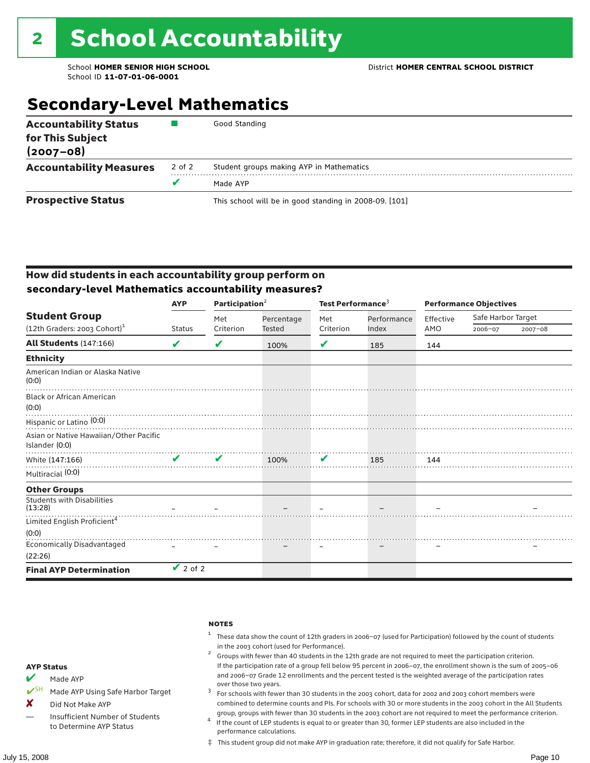# 2 School Accountability

School **HOMER SENIOR HIGH SCHOOL**
School ID **11-07-01-06-0001**

District **HOMER CENTRAL SCHOOL DISTRICT**

## Secondary-Level Mathematics

| | | |
|---|---|---|
| **Accountability Status for This Subject (2007–08)** | ■ | Good Standing |
| **Accountability Measures** | 2 of 2 | Student groups making AYP in Mathematics |
| | ✔ | Made AYP |
| **Prospective Status** | | This school will be in good standing in 2008-09. [101] |

### How did students in each accountability group perform on secondary-level Mathematics accountability measures?

| Student Group (12th Graders: 2003 Cohort)[1] | AYP Status | Participation[2] Met Criterion | Participation[2] Percentage Tested | Test Performance[3] Met Criterion | Test Performance[3] Performance Index | Performance Objectives Effective AMO | Safe Harbor Target 2006–07 | Safe Harbor Target 2007–08 |
|---|---|---|---|---|---|---|---|---|
| **All Students** (147:166) | ✔ | ✔ | 100% | ✔ | 185 | 144 | | |
| **Ethnicity** | | | | | | | | |
| American Indian or Alaska Native (0:0) | | | | | | | | |
| Black or African American (0:0) | | | | | | | | |
| Hispanic or Latino (0:0) | | | | | | | | |
| Asian or Native Hawaiian/Other Pacific Islander (0:0) | | | | | | | | |
| White (147:166) | ✔ | ✔ | 100% | ✔ | 185 | 144 | | |
| Multiracial (0:0) | | | | | | | | |
| **Other Groups** | | | | | | | | |
| Students with Disabilities (13:28) | – | – | – | – | – | – | | – |
| Limited English Proficient[4] (0:0) | | | | | | | | |
| Economically Disadvantaged (22:26) | – | – | – | – | – | – | | – |
| **Final AYP Determination** | ✔ 2 of 2 | | | | | | | |

**AYP Status**

- ✔ Made AYP
- ✔SH Made AYP Using Safe Harbor Target
- ✘ Did Not Make AYP
- — Insufficient Number of Students to Determine AYP Status

**NOTES**

1. These data show the count of 12th graders in 2006–07 (used for Participation) followed by the count of students in the 2003 cohort (used for Performance).
2. Groups with fewer than 40 students in the 12th grade are not required to meet the participation criterion. If the participation rate of a group fell below 95 percent in 2006–07, the enrollment shown is the sum of 2005–06 and 2006–07 Grade 12 enrollments and the percent tested is the weighted average of the participation rates over those two years.
3. For schools with fewer than 30 students in the 2003 cohort, data for 2002 and 2003 cohort members were combined to determine counts and PIs. For schools with 30 or more students in the 2003 cohort in the All Students group, groups with fewer than 30 students in the 2003 cohort are not required to meet the performance criterion.
4. If the count of LEP students is equal to or greater than 30, former LEP students are also included in the performance calculations.

‡ This student group did not make AYP in graduation rate; therefore, it did not qualify for Safe Harbor.

July 15, 2008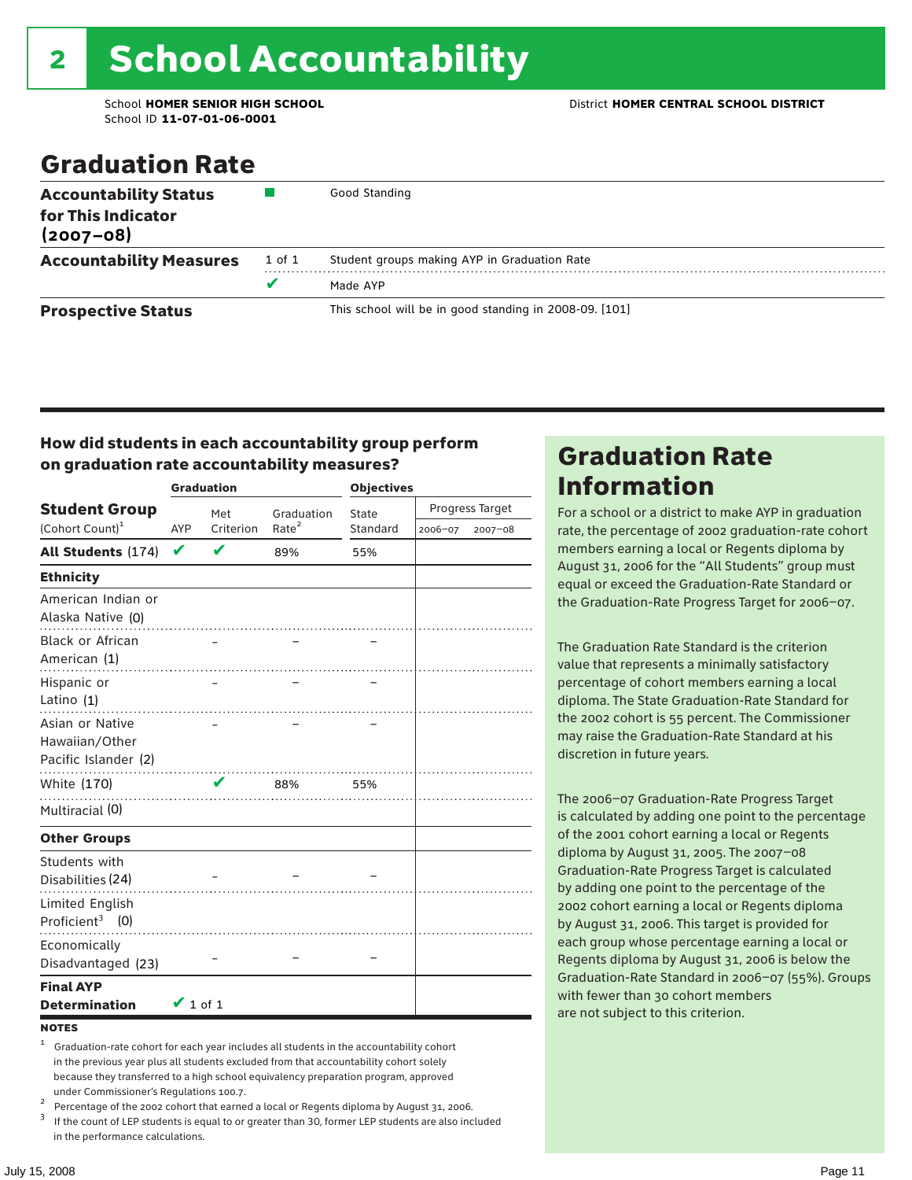## 2 School Accountability

School **HOMER SENIOR HIGH SCHOOL**
School ID **11-07-01-06-0001**

District **HOMER CENTRAL SCHOOL DISTRICT**

# Graduation Rate

| | | |
|---|---|---|
| **Accountability Status for This Indicator (2007–08)** | ■ | Good Standing |
| **Accountability Measures** | 1 of 1 | Student groups making AYP in Graduation Rate |
| | ✔ | Made AYP |
| **Prospective Status** | | This school will be in good standing in 2008-09. [101] |

### How did students in each accountability group perform on graduation rate accountability measures?

| Student Group (Cohort Count)[1] | Graduation AYP | Met Criterion | Graduation Rate[2] | Objectives State Standard | Progress Target 2006–07 | Progress Target 2007–08 |
|---|---|---|---|---|---|---|
| **All Students** (174) | ✔ | ✔ | 89% | 55% | | |
| **Ethnicity** | | | | | | |
| American Indian or Alaska Native (0) | | | | | | |
| Black or African American (1) | | – | – | – | | |
| Hispanic or Latino (1) | | – | – | – | | |
| Asian or Native Hawaiian/Other Pacific Islander (2) | | – | – | – | | |
| White (170) | | ✔ | 88% | 55% | | |
| Multiracial (0) | | | | | | |
| **Other Groups** | | | | | | |
| Students with Disabilities (24) | | – | – | – | | |
| Limited English Proficient[3] (0) | | | | | | |
| Economically Disadvantaged (23) | | – | – | – | | |
| **Final AYP Determination** | ✔ 1 of 1 | | | | | |

**NOTES**

[1] Graduation-rate cohort for each year includes all students in the accountability cohort in the previous year plus all students excluded from that accountability cohort solely because they transferred to a high school equivalency preparation program, approved under Commissioner's Regulations 100.7.

[2] Percentage of the 2002 cohort that earned a local or Regents diploma by August 31, 2006.

[3] If the count of LEP students is equal to or greater than 30, former LEP students are also included in the performance calculations.

## Graduation Rate Information

For a school or a district to make AYP in graduation rate, the percentage of 2002 graduation-rate cohort members earning a local or Regents diploma by August 31, 2006 for the "All Students" group must equal or exceed the Graduation-Rate Standard or the Graduation-Rate Progress Target for 2006–07.

The Graduation Rate Standard is the criterion value that represents a minimally satisfactory percentage of cohort members earning a local diploma. The State Graduation-Rate Standard for the 2002 cohort is 55 percent. The Commissioner may raise the Graduation-Rate Standard at his discretion in future years.

The 2006–07 Graduation-Rate Progress Target is calculated by adding one point to the percentage of the 2001 cohort earning a local or Regents diploma by August 31, 2005. The 2007–08 Graduation-Rate Progress Target is calculated by adding one point to the percentage of the 2002 cohort earning a local or Regents diploma by August 31, 2006. This target is provided for each group whose percentage earning a local or Regents diploma by August 31, 2006 is below the Graduation-Rate Standard in 2006–07 (55%). Groups with fewer than 30 cohort members are not subject to this criterion.

July 15, 2008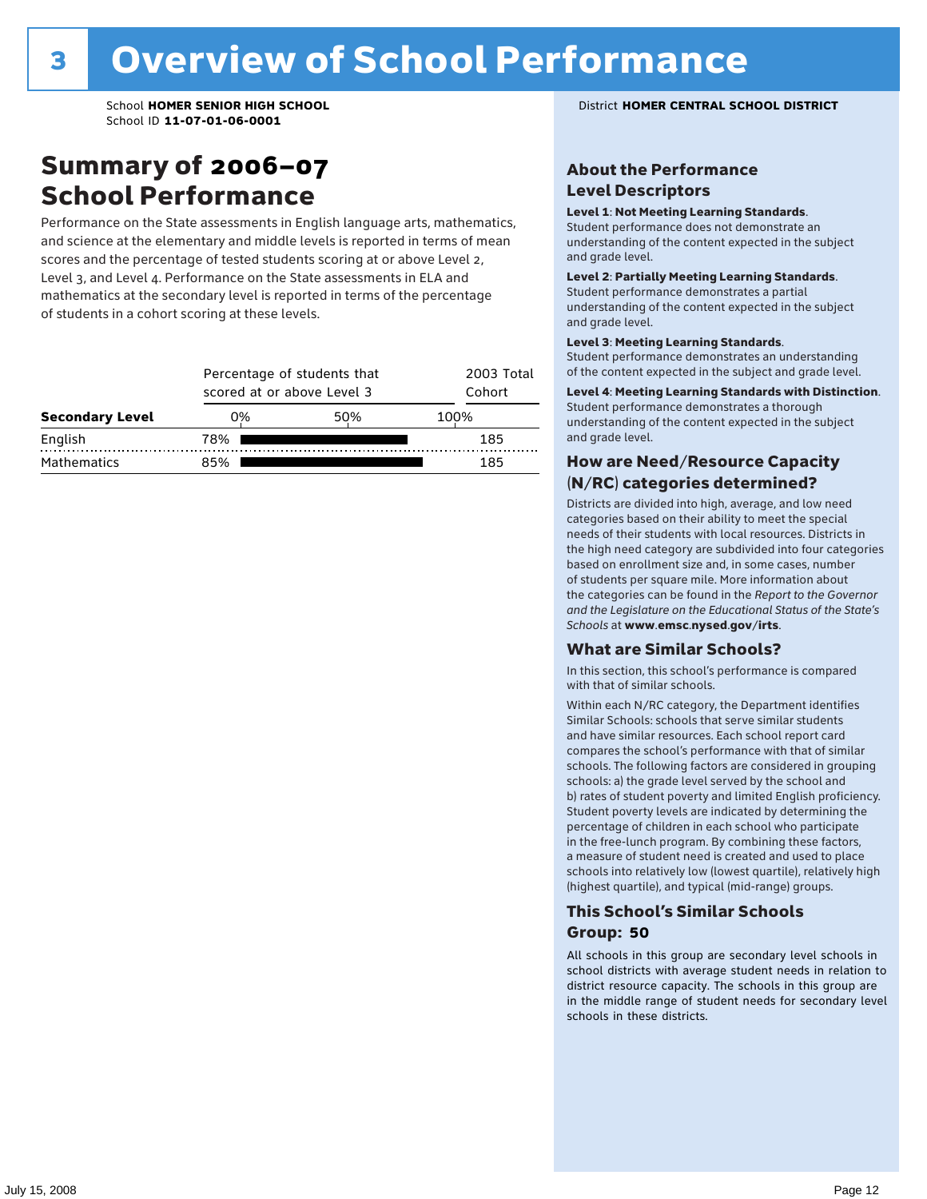# 3 Overview of School Performance

School **HOMER SENIOR HIGH SCHOOL**
School ID **11-07-01-06-0001**

District **HOMER CENTRAL SCHOOL DISTRICT**

## Summary of 2006–07 School Performance

Performance on the State assessments in English language arts, mathematics, and science at the elementary and middle levels is reported in terms of mean scores and the percentage of tested students scoring at or above Level 2, Level 3, and Level 4. Performance on the State assessments in ELA and mathematics at the secondary level is reported in terms of the percentage of students in a cohort scoring at these levels.

| Secondary Level | Percentage of students that scored at or above Level 3 | 2003 Total Cohort |
|---|---|---|
| English | 78% | 185 |
| Mathematics | 85% | 185 |

### About the Performance Level Descriptors

**Level 1**: **Not Meeting Learning Standards**. Student performance does not demonstrate an understanding of the content expected in the subject and grade level.

**Level 2**: **Partially Meeting Learning Standards**. Student performance demonstrates a partial understanding of the content expected in the subject and grade level.

**Level 3**: **Meeting Learning Standards**. Student performance demonstrates an understanding of the content expected in the subject and grade level.

**Level 4**: **Meeting Learning Standards with Distinction**. Student performance demonstrates a thorough understanding of the content expected in the subject and grade level.

### How are Need/Resource Capacity (N/RC) categories determined?

Districts are divided into high, average, and low need categories based on their ability to meet the special needs of their students with local resources. Districts in the high need category are subdivided into four categories based on enrollment size and, in some cases, number of students per square mile. More information about the categories can be found in the *Report to the Governor and the Legislature on the Educational Status of the State's Schools* at **www.emsc.nysed.gov/irts**.

### What are Similar Schools?

In this section, this school's performance is compared with that of similar schools.

Within each N/RC category, the Department identifies Similar Schools: schools that serve similar students and have similar resources. Each school report card compares the school's performance with that of similar schools. The following factors are considered in grouping schools: a) the grade level served by the school and b) rates of student poverty and limited English proficiency. Student poverty levels are indicated by determining the percentage of children in each school who participate in the free-lunch program. By combining these factors, a measure of student need is created and used to place schools into relatively low (lowest quartile), relatively high (highest quartile), and typical (mid-range) groups.

### This School's Similar Schools Group: 50

All schools in this group are secondary level schools in school districts with average student needs in relation to district resource capacity. The schools in this group are in the middle range of student needs for secondary level schools in these districts.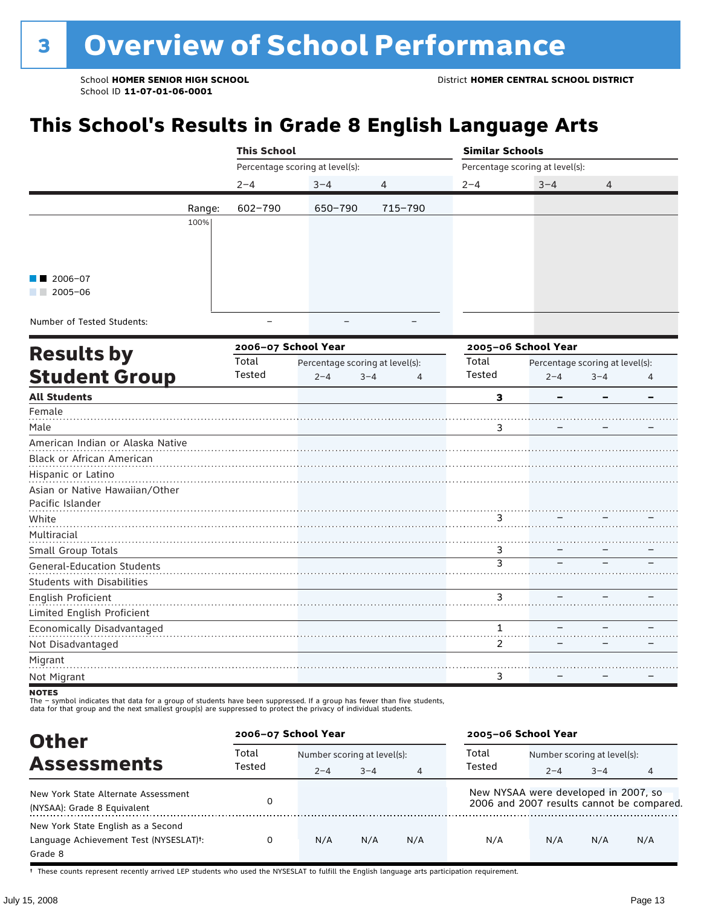# 3 Overview of School Performance

School **HOMER SENIOR HIGH SCHOOL**
School ID **11-07-01-06-0001**

District **HOMER CENTRAL SCHOOL DISTRICT**

## This School's Results in Grade 8 English Language Arts

| | This School | | | Similar Schools | | |
|---|---|---|---|---|---|---|
| | Percentage scoring at level(s): | | | Percentage scoring at level(s): | | |
| | 2–4 | 3–4 | 4 | 2–4 | 3–4 | 4 |
| Range: | 602–790 | 650–790 | 715–790 | | | |
| Number of Tested Students: | – | – | – | | | |

■ ■ 2006–07
■ ■ 2005–06

## Results by Student Group

| | 2006–07 School Year | | | | 2005–06 School Year | | | |
|---|---|---|---|---|---|---|---|---|
| | Total Tested | Percentage scoring at level(s): | | | Total Tested | Percentage scoring at level(s): | | |
| | | 2–4 | 3–4 | 4 | | 2–4 | 3–4 | 4 |
| **All Students** | | | | | **3** | **–** | **–** | **–** |
| Female | | | | | | | | |
| Male | | | | | 3 | – | – | – |
| American Indian or Alaska Native | | | | | | | | |
| Black or African American | | | | | | | | |
| Hispanic or Latino | | | | | | | | |
| Asian or Native Hawaiian/Other Pacific Islander | | | | | | | | |
| White | | | | | 3 | – | – | – |
| Multiracial | | | | | | | | |
| Small Group Totals | | | | | 3 | – | – | – |
| General-Education Students | | | | | 3 | – | – | – |
| Students with Disabilities | | | | | | | | |
| English Proficient | | | | | 3 | – | – | – |
| Limited English Proficient | | | | | | | | |
| Economically Disadvantaged | | | | | 1 | – | – | – |
| Not Disadvantaged | | | | | 2 | – | – | – |
| Migrant | | | | | | | | |
| Not Migrant | | | | | 3 | – | – | – |

**NOTES**
The – symbol indicates that data for a group of students have been suppressed. If a group has fewer than five students, data for that group and the next smallest group(s) are suppressed to protect the privacy of individual students.

## Other Assessments

| | 2006–07 School Year | | | | 2005–06 School Year | | | |
|---|---|---|---|---|---|---|---|---|
| | Total Tested | Number scoring at level(s): | | | Total Tested | Number scoring at level(s): | | |
| | | 2–4 | 3–4 | 4 | | 2–4 | 3–4 | 4 |
| New York State Alternate Assessment (NYSAA): Grade 8 Equivalent | 0 | | | | New NYSAA were developed in 2007, so 2006 and 2007 results cannot be compared. | | | |
| New York State English as a Second Language Achievement Test (NYSESLAT)†: Grade 8 | 0 | N/A | N/A | N/A | N/A | N/A | N/A | N/A |

† These counts represent recently arrived LEP students who used the NYSESLAT to fulfill the English language arts participation requirement.

July 15, 2008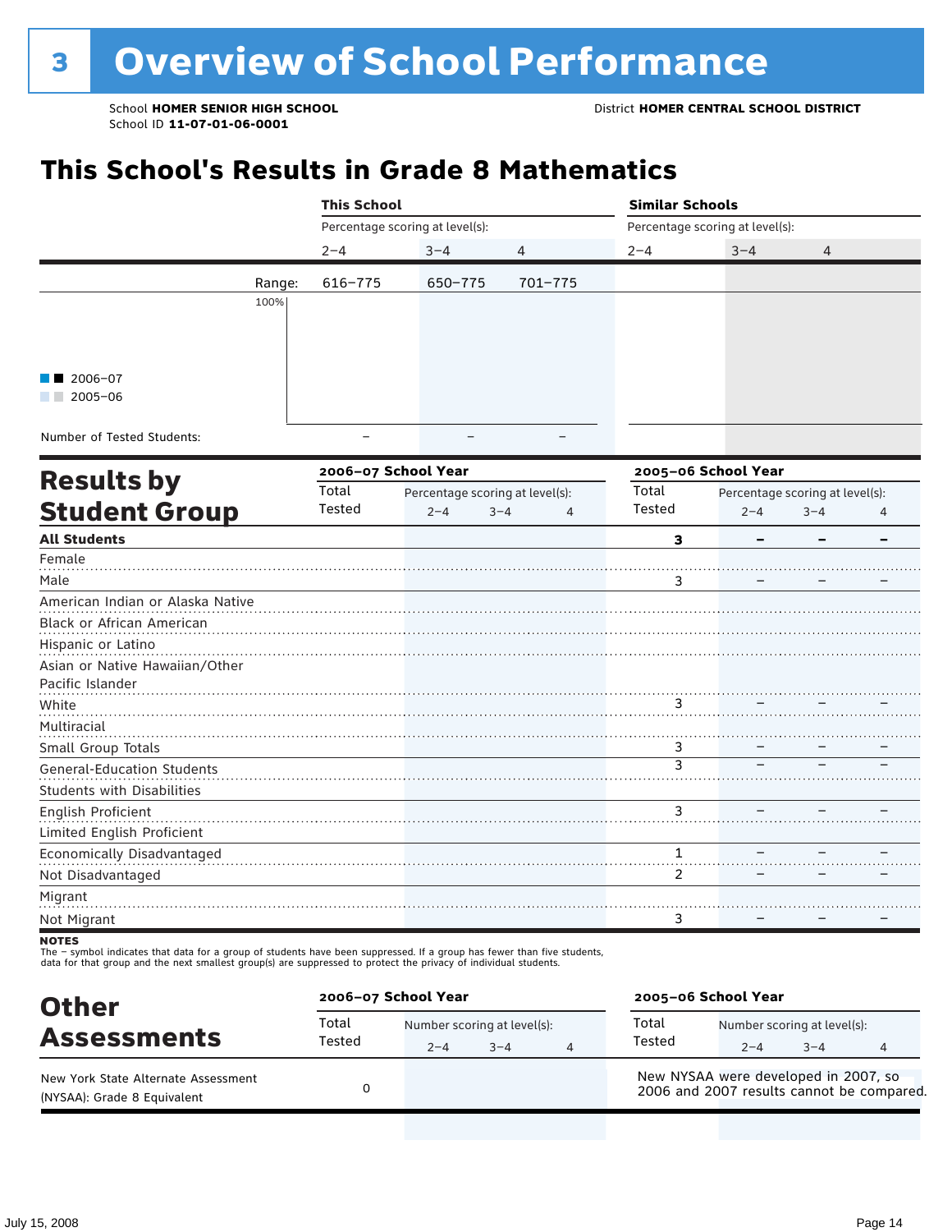# 3 Overview of School Performance

School **HOMER SENIOR HIGH SCHOOL**
School ID **11-07-01-06-0001**

District **HOMER CENTRAL SCHOOL DISTRICT**

## This School's Results in Grade 8 Mathematics

| | This School | | | Similar Schools | | |
|---|---|---|---|---|---|---|
| | Percentage scoring at level(s): | | | Percentage scoring at level(s): | | |
| | 2–4 | 3–4 | 4 | 2–4 | 3–4 | 4 |
| Range: | 616–775 | 650–775 | 701–775 | | | |
| Number of Tested Students: | – | – | – | | | |

2006–07
2005–06

## Results by Student Group

| | 2006–07 School Year | | | | 2005–06 School Year | | | |
|---|---|---|---|---|---|---|---|---|
| | Total Tested | Percentage scoring at level(s): 2–4 | 3–4 | 4 | Total Tested | Percentage scoring at level(s): 2–4 | 3–4 | 4 |
| **All Students** | | | | | **3** | **–** | **–** | **–** |
| Female | | | | | | | | |
| Male | | | | | 3 | – | – | – |
| American Indian or Alaska Native | | | | | | | | |
| Black or African American | | | | | | | | |
| Hispanic or Latino | | | | | | | | |
| Asian or Native Hawaiian/Other Pacific Islander | | | | | | | | |
| White | | | | | 3 | – | – | – |
| Multiracial | | | | | | | | |
| Small Group Totals | | | | | 3 | – | – | – |
| General-Education Students | | | | | 3 | – | – | – |
| Students with Disabilities | | | | | | | | |
| English Proficient | | | | | 3 | – | – | – |
| Limited English Proficient | | | | | | | | |
| Economically Disadvantaged | | | | | 1 | – | – | – |
| Not Disadvantaged | | | | | 2 | – | – | – |
| Migrant | | | | | | | | |
| Not Migrant | | | | | 3 | – | – | – |

**NOTES**
The – symbol indicates that data for a group of students have been suppressed. If a group has fewer than five students, data for that group and the next smallest group(s) are suppressed to protect the privacy of individual students.

## Other Assessments

| | 2006–07 School Year | | | | 2005–06 School Year | | | |
|---|---|---|---|---|---|---|---|---|
| | Total Tested | Number scoring at level(s): 2–4 | 3–4 | 4 | Total Tested | Number scoring at level(s): 2–4 | 3–4 | 4 |
| New York State Alternate Assessment (NYSAA): Grade 8 Equivalent | 0 | | | | New NYSAA were developed in 2007, so 2006 and 2007 results cannot be compared. | | | |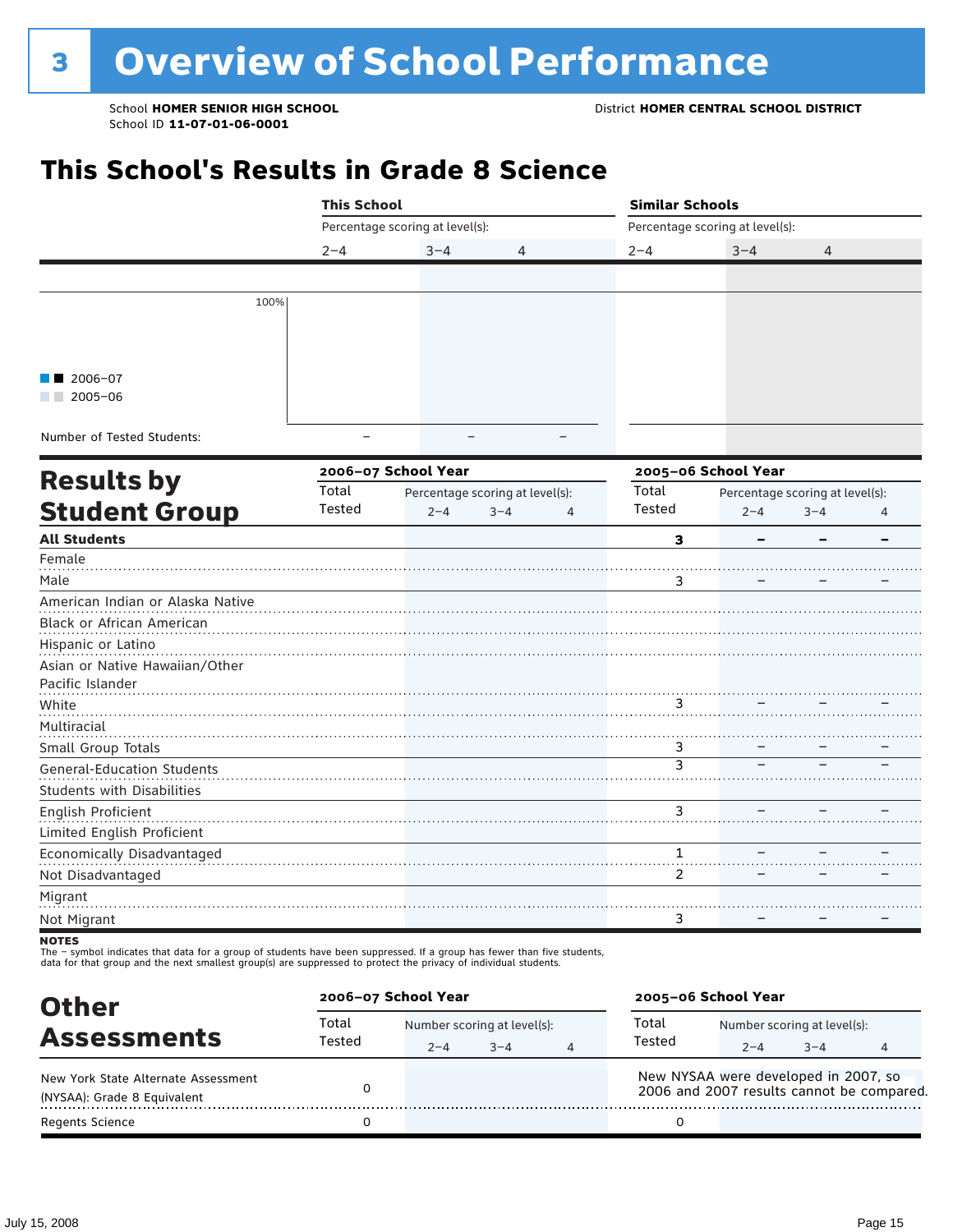# 3 Overview of School Performance

School **HOMER SENIOR HIGH SCHOOL**
School ID **11-07-01-06-0001**

District **HOMER CENTRAL SCHOOL DISTRICT**

## This School's Results in Grade 8 Science

| | This School | | | Similar Schools | | |
|---|---|---|---|---|---|---|
| | Percentage scoring at level(s): | | | Percentage scoring at level(s): | | |
| | 2–4 | 3–4 | 4 | 2–4 | 3–4 | 4 |
| Number of Tested Students: | – | – | – | | | |

Legend: 2006–07, 2005–06

## Results by Student Group

| | 2006–07 School Year | | | | 2005–06 School Year | | | |
|---|---|---|---|---|---|---|---|---|
| | Total Tested | Percentage scoring at level(s): 2–4 | 3–4 | 4 | Total Tested | Percentage scoring at level(s): 2–4 | 3–4 | 4 |
| **All Students** | | | | | **3** | **–** | **–** | **–** |
| Female | | | | | | | | |
| Male | | | | | 3 | – | – | – |
| American Indian or Alaska Native | | | | | | | | |
| Black or African American | | | | | | | | |
| Hispanic or Latino | | | | | | | | |
| Asian or Native Hawaiian/Other Pacific Islander | | | | | | | | |
| White | | | | | 3 | – | – | – |
| Multiracial | | | | | | | | |
| Small Group Totals | | | | | 3 | – | – | – |
| General-Education Students | | | | | 3 | – | – | – |
| Students with Disabilities | | | | | | | | |
| English Proficient | | | | | 3 | – | – | – |
| Limited English Proficient | | | | | | | | |
| Economically Disadvantaged | | | | | 1 | – | – | – |
| Not Disadvantaged | | | | | 2 | – | – | – |
| Migrant | | | | | | | | |
| Not Migrant | | | | | 3 | – | – | – |

**NOTES**
The – symbol indicates that data for a group of students have been suppressed. If a group has fewer than five students, data for that group and the next smallest group(s) are suppressed to protect the privacy of individual students.

## Other Assessments

| | 2006–07 School Year | | | | 2005–06 School Year | | | |
|---|---|---|---|---|---|---|---|---|
| | Total Tested | Number scoring at level(s): 2–4 | 3–4 | 4 | Total Tested | Number scoring at level(s): 2–4 | 3–4 | 4 |
| New York State Alternate Assessment (NYSAA): Grade 8 Equivalent | 0 | | | | New NYSAA were developed in 2007, so 2006 and 2007 results cannot be compared. | | | |
| Regents Science | 0 | | | | 0 | | | |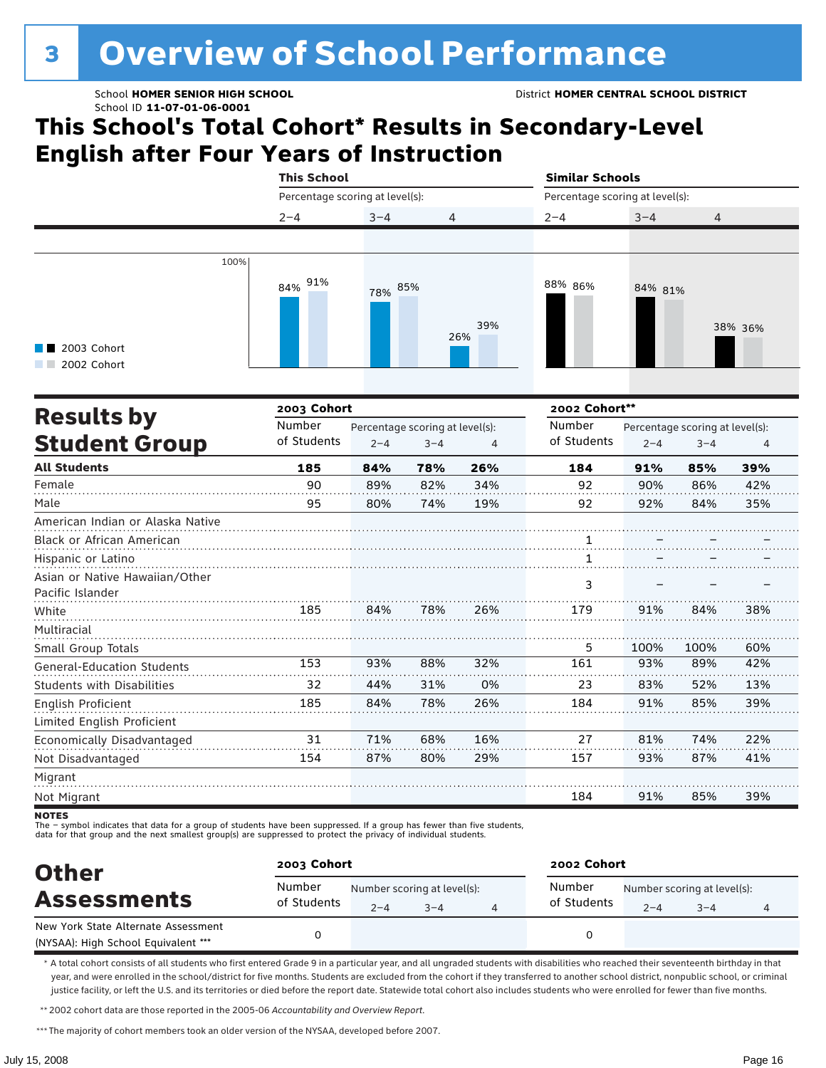# 3 Overview of School Performance

School **HOMER SENIOR HIGH SCHOOL**
School ID **11-07-01-06-0001**

District **HOMER CENTRAL SCHOOL DISTRICT**

## This School's Total Cohort* Results in Secondary-Level English after Four Years of Instruction

| | This School | | | Similar Schools | | |
|---|---|---|---|---|---|---|
| Percentage scoring at level(s): | 2–4 | 3–4 | 4 | 2–4 | 3–4 | 4 |
| 2003 Cohort | 84% | 78% | 26% | 88% | 84% | 38% |
| 2002 Cohort | 91% | 85% | 39% | 86% | 81% | 36% |

## Results by Student Group

| | 2003 Cohort | | | | 2002 Cohort** | | | |
|---|---|---|---|---|---|---|---|---|
| | Number of Students | Percentage scoring at level(s): 2–4 | 3–4 | 4 | Number of Students | Percentage scoring at level(s): 2–4 | 3–4 | 4 |
| **All Students** | **185** | **84%** | **78%** | **26%** | **184** | **91%** | **85%** | **39%** |
| Female | 90 | 89% | 82% | 34% | 92 | 90% | 86% | 42% |
| Male | 95 | 80% | 74% | 19% | 92 | 92% | 84% | 35% |
| American Indian or Alaska Native | | | | | | | | |
| Black or African American | | | | | 1 | – | – | – |
| Hispanic or Latino | | | | | 1 | – | – | – |
| Asian or Native Hawaiian/Other Pacific Islander | | | | | 3 | – | – | – |
| White | 185 | 84% | 78% | 26% | 179 | 91% | 84% | 38% |
| Multiracial | | | | | | | | |
| Small Group Totals | | | | | 5 | 100% | 100% | 60% |
| General-Education Students | 153 | 93% | 88% | 32% | 161 | 93% | 89% | 42% |
| Students with Disabilities | 32 | 44% | 31% | 0% | 23 | 83% | 52% | 13% |
| English Proficient | 185 | 84% | 78% | 26% | 184 | 91% | 85% | 39% |
| Limited English Proficient | | | | | | | | |
| Economically Disadvantaged | 31 | 71% | 68% | 16% | 27 | 81% | 74% | 22% |
| Not Disadvantaged | 154 | 87% | 80% | 29% | 157 | 93% | 87% | 41% |
| Migrant | | | | | | | | |
| Not Migrant | | | | | 184 | 91% | 85% | 39% |

**NOTES**
The – symbol indicates that data for a group of students have been suppressed. If a group has fewer than five students, data for that group and the next smallest group(s) are suppressed to protect the privacy of individual students.

## Other Assessments

| | 2003 Cohort | | | | 2002 Cohort | | | |
|---|---|---|---|---|---|---|---|---|
| | Number of Students | Number scoring at level(s): 2–4 | 3–4 | 4 | Number of Students | Number scoring at level(s): 2–4 | 3–4 | 4 |
| New York State Alternate Assessment (NYSAA): High School Equivalent *** | 0 | | | | 0 | | | |

\* A total cohort consists of all students who first entered Grade 9 in a particular year, and all ungraded students with disabilities who reached their seventeenth birthday in that year, and were enrolled in the school/district for five months. Students are excluded from the cohort if they transferred to another school district, nonpublic school, or criminal justice facility, or left the U.S. and its territories or died before the report date. Statewide total cohort also includes students who were enrolled for fewer than five months.

** 2002 cohort data are those reported in the 2005-06 *Accountability and Overview Report*.

*** The majority of cohort members took an older version of the NYSAA, developed before 2007.

July 15, 2008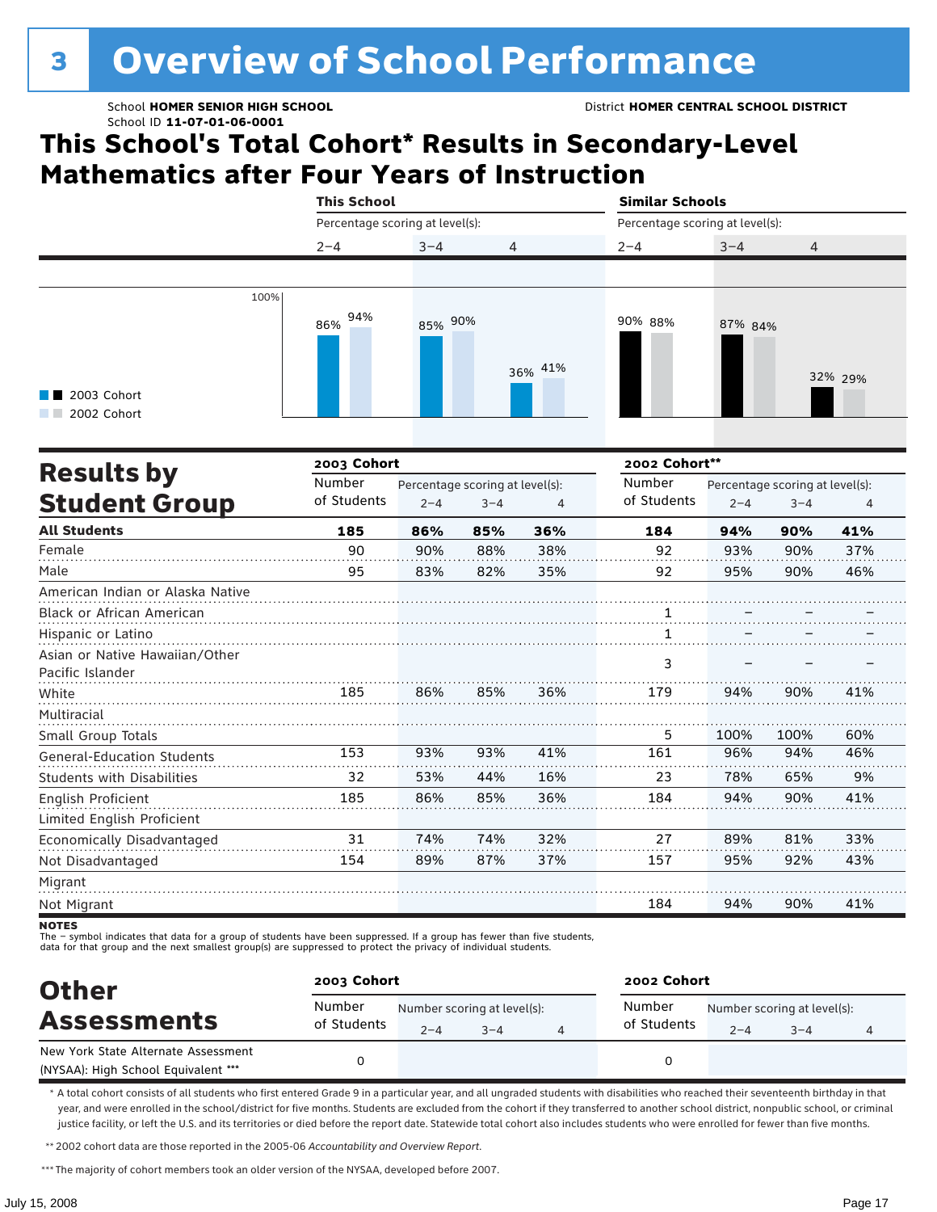# 3 Overview of School Performance

School **HOMER SENIOR HIGH SCHOOL**
School ID **11-07-01-06-0001**

District **HOMER CENTRAL SCHOOL DISTRICT**

## This School's Total Cohort* Results in Secondary-Level Mathematics after Four Years of Instruction

This School

Percentage scoring at level(s):

2–4 3–4 4

Similar Schools

Percentage scoring at level(s):

2–4 3–4 4

100%

86% 94% 85% 90% 36% 41%

90% 88% 87% 84% 32% 29%

2003 Cohort

2002 Cohort

## Results by Student Group

| | 2003 Cohort | | | | 2002 Cohort** | | | |
|---|---|---|---|---|---|---|---|---|
| | Number of Students | Percentage scoring at level(s): 2–4 | 3–4 | 4 | Number of Students | Percentage scoring at level(s): 2–4 | 3–4 | 4 |
| **All Students** | **185** | **86%** | **85%** | **36%** | **184** | **94%** | **90%** | **41%** |
| Female | 90 | 90% | 88% | 38% | 92 | 93% | 90% | 37% |
| Male | 95 | 83% | 82% | 35% | 92 | 95% | 90% | 46% |
| American Indian or Alaska Native | | | | | | | | |
| Black or African American | | | | | 1 | – | – | – |
| Hispanic or Latino | | | | | 1 | – | – | – |
| Asian or Native Hawaiian/Other Pacific Islander | | | | | 3 | – | – | – |
| White | 185 | 86% | 85% | 36% | 179 | 94% | 90% | 41% |
| Multiracial | | | | | | | | |
| Small Group Totals | | | | | 5 | 100% | 100% | 60% |
| General-Education Students | 153 | 93% | 93% | 41% | 161 | 96% | 94% | 46% |
| Students with Disabilities | 32 | 53% | 44% | 16% | 23 | 78% | 65% | 9% |
| English Proficient | 185 | 86% | 85% | 36% | 184 | 94% | 90% | 41% |
| Limited English Proficient | | | | | | | | |
| Economically Disadvantaged | 31 | 74% | 74% | 32% | 27 | 89% | 81% | 33% |
| Not Disadvantaged | 154 | 89% | 87% | 37% | 157 | 95% | 92% | 43% |
| Migrant | | | | | | | | |
| Not Migrant | | | | | 184 | 94% | 90% | 41% |

**NOTES**

The – symbol indicates that data for a group of students have been suppressed. If a group has fewer than five students, data for that group and the next smallest group(s) are suppressed to protect the privacy of individual students.

## Other Assessments

| | 2003 Cohort | | | | 2002 Cohort | | | |
|---|---|---|---|---|---|---|---|---|
| | Number of Students | Number scoring at level(s): 2–4 | 3–4 | 4 | Number of Students | Number scoring at level(s): 2–4 | 3–4 | 4 |
| New York State Alternate Assessment (NYSAA): High School Equivalent *** | 0 | | | | 0 | | | |

\* A total cohort consists of all students who first entered Grade 9 in a particular year, and all ungraded students with disabilities who reached their seventeenth birthday in that year, and were enrolled in the school/district for five months. Students are excluded from the cohort if they transferred to another school district, nonpublic school, or criminal justice facility, or left the U.S. and its territories or died before the report date. Statewide total cohort also includes students who were enrolled for fewer than five months.

** 2002 cohort data are those reported in the 2005-06 *Accountability and Overview Report*.

*** The majority of cohort members took an older version of the NYSAA, developed before 2007.

July 15, 2008